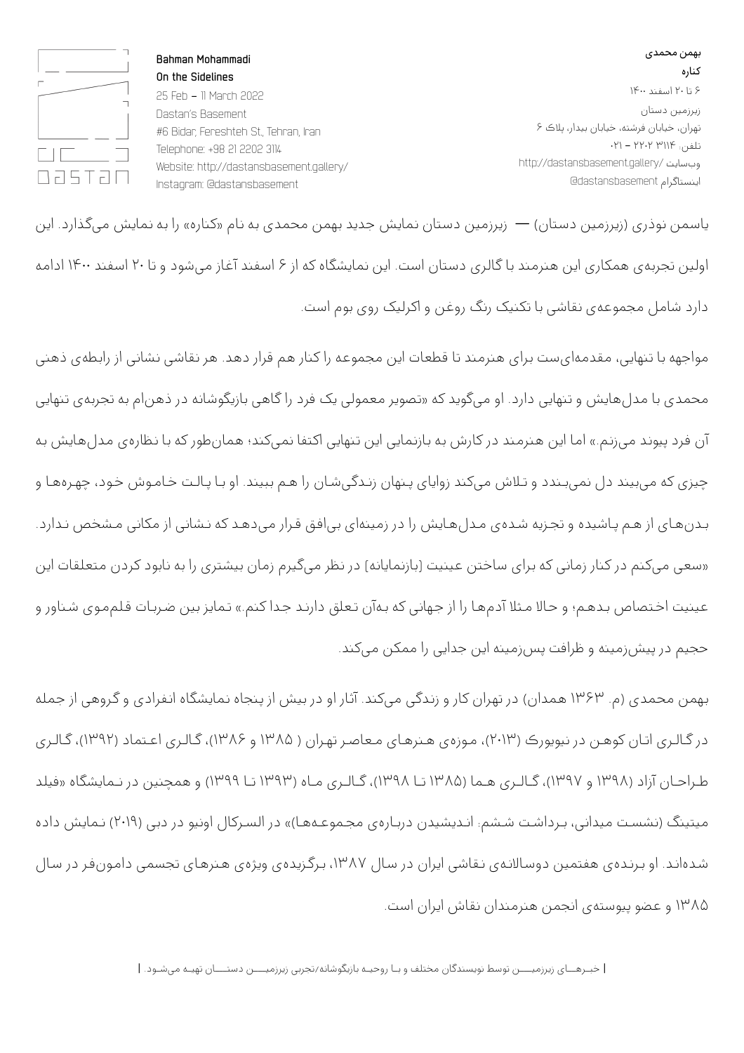**Bahman Mohammadi**

**On the Sidelines**

25 Feb – 11 March 2022

Dastan's Basement

#6 Bidar, Fereshteh St., Tehran, Iran

Telephone: +98 21 2202 3114

Website: http://dastansbasement.gallery/

Instagram: @dastansbasement

**بهمن محمدی**

**کناره**

۶ تا ۲۰ اسفند ۱۴۰۰

زیرزمین دستان

تهران، خیابان فرشته، خیابان بیدار، پلاک ۶

تلفن: ۳۱۱۴ ۲۲۰۲ – ۰۲۱

وب‌سایت /http://dastansbasement.gallery

اینستاگرام dastansbasement@

یاسمن نوذری (زیرزمین دستان) — زیرزمین دستان نمایش جدید بهمن محمدی به نام «کناره» را به نمایش می‌گذارد. این اولین تجربه‌ی همکاری این هنرمند با گالری دستان است. این نمایشگاه که از ۶ اسفند آغاز می‌شود و تا ۲۰ اسفند ۱۴۰۰ ادامه دارد شامل مجموعه‌ی نقاشی با تکنیک رنگ روغن و اکرلیک روی بوم است.

مواجهه با تنهایی، مقدمه‌ای‌ست برای هنرمند تا قطعات این مجموعه را کنار هم قرار دهد. هر نقاشی نشانی از رابطه‌ی ذهنی محمدی با مدل‌هایش و تنهایی دارد. او می‌گوید که «تصویر معمولی یک فرد را گاهی بازیگوشانه در ذهن‌ام به تجربه‌ی تنهایی آن فرد پیوند می‌زنم.» اما این هنرمند در کارش به بازنمایی این تنهایی اکتفا نمی‌کند؛ همان‌طور که با نظاره‌ی مدل‌هایش به چیزی که می‌بیند دل نمی‌بندد و تلاش می‌کند زوایای پنهان زندگی‌شان را هم ببیند. او با پالت خاموش خود، چهره‌ها و بدن‌های از هم پاشیده و تجزیه شده‌ی مدل‌هایش را در زمینه‌ای بی‌افق قرار می‌دهد که نشانی از مکانی مشخص ندارد. «سعی می‌کنم در کنار زمانی که برای ساختن عینیت [بازنمایانه] در نظر می‌گیرم زمان بیشتری را به نابود کردن متعلقات این عینیت اختصاص بدهم؛ و حالا مثلا آدم‌ها را از جهانی که به‌آن تعلق دارند جدا کنم.» تمایز بین ضربات قلم‌موی شناور و حجیم در پیش‌زمینه و ظرافت پس‌زمینه این جدایی را ممکن می‌کند.

بهمن محمدی (م. ۱۳۶۳ همدان) در تهران کار و زندگی می‌کند. آثار او در بیش از پنجاه نمایشگاه انفرادی و گروهی از جمله در گالری اتان کوهن در نیویورک (۲۰۱۳)، موزه‌ی هنرهای معاصر تهران ( ۱۳۸۵ و ۱۳۸۶)، گالری اعتماد (۱۳۹۲)، گالری طراحان آزاد (۱۳۹۸ و ۱۳۹۷)، گالری هما (۱۳۸۵ تا ۱۳۹۸)، گالری ماه (۱۳۹۳ تا ۱۳۹۹) و همچنین در نمایشگاه «فیلد میتینگ (نشست میدانی، برداشت ششم: اندیشیدن درباره‌ی مجموعه‌ها)» در السرکال اونیو در دبی (۲۰۱۹) نمایش داده شده‌اند. او برنده‌ی هفتمین دوسالانه‌ی نقاشی ایران در سال ۱۳۸۷، برگزیده‌ی ویژه‌ی هنرهای تجسمی دامون‌فر در سال ۱۳۸۵ و عضو پیوسته‌ی انجمن هنرمندان نقاش ایران است.

| خبرهای زیرزمین توسط نویسندگان مختلف و با روحیه بازیگوشانه/تجربی زیرزمین دستان تهیه می‌شود. |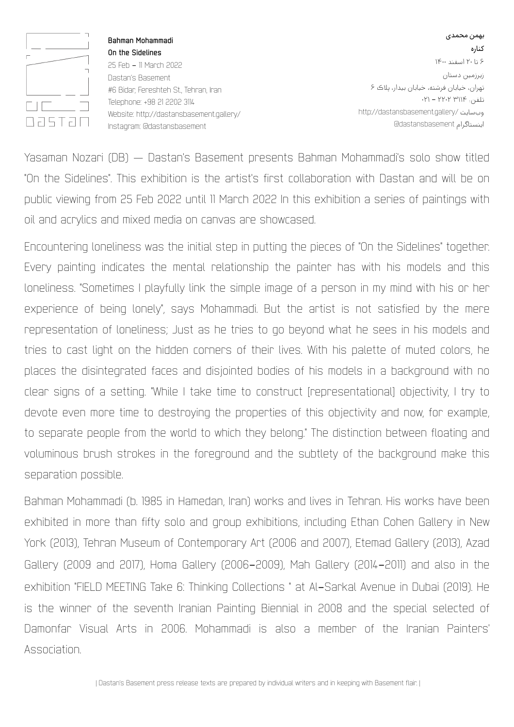**Bahman Mohammadi**
**On the Sidelines**
25 Feb – 11 March 2022
Dastan's Basement
#6 Bidar, Fereshteh St., Tehran, Iran
Telephone: +98 21 2202 3114
Website: http://dastansbasement.gallery/
Instagram: @dastansbasement

**بهمن محمدی**
**کناره**
۶ تا ۲۰ اسفند ۱۴۰۰
زیرزمین دستان
تهران، خیابان فرشته، خیابان بیدار، پلاک ۶
تلفن: ۳۱۱۴ ۲۲۰۲ – ۰۲۱
وب‌سایت /http://dastansbasement.gallery
اینستاگرام dastansbasement@

Yasaman Nozari (DB) — Dastan's Basement presents Bahman Mohammadi's solo show titled "On the Sidelines". This exhibition is the artist's first collaboration with Dastan and will be on public viewing from 25 Feb 2022 until 11 March 2022 In this exhibition a series of paintings with oil and acrylics and mixed media on canvas are showcased.

Encountering loneliness was the initial step in putting the pieces of "On the Sidelines" together. Every painting indicates the mental relationship the painter has with his models and this loneliness. "Sometimes I playfully link the simple image of a person in my mind with his or her experience of being lonely", says Mohammadi. But the artist is not satisfied by the mere representation of loneliness; Just as he tries to go beyond what he sees in his models and tries to cast light on the hidden corners of their lives. With his palette of muted colors, he places the disintegrated faces and disjointed bodies of his models in a background with no clear signs of a setting. "While I take time to construct [representational] objectivity, I try to devote even more time to destroying the properties of this objectivity and now, for example, to separate people from the world to which they belong." The distinction between floating and voluminous brush strokes in the foreground and the subtlety of the background make this separation possible.

Bahman Mohammadi (b. 1985 in Hamedan, Iran) works and lives in Tehran. His works have been exhibited in more than fifty solo and group exhibitions, including Ethan Cohen Gallery in New York (2013), Tehran Museum of Contemporary Art (2006 and 2007), Etemad Gallery (2013), Azad Gallery (2009 and 2017), Homa Gallery (2006–2009), Mah Gallery (2014–2011) and also in the exhibition "FIELD MEETING Take 6: Thinking Collections " at Al-Sarkal Avenue in Dubai (2019). He is the winner of the seventh Iranian Painting Biennial in 2008 and the special selected of Damonfar Visual Arts in 2006. Mohammadi is also a member of the Iranian Painters' Association.

| Dastan's Basement press release texts are prepared by individual writers and in keeping with Basement flair. |